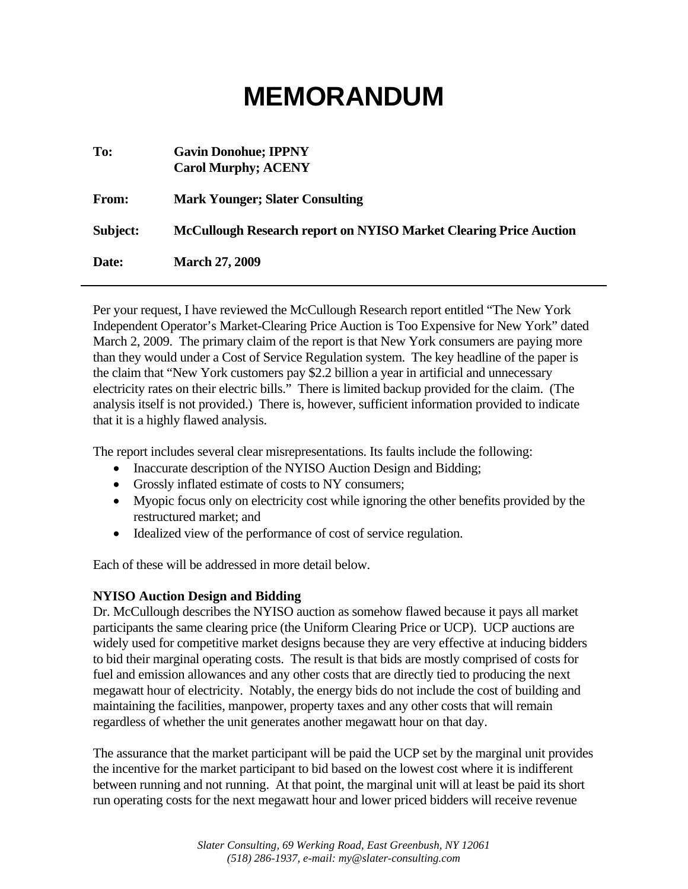# MEMORANDUM

**To:** **Gavin Donohue; IPPNY**
**Carol Murphy; ACENY**

**From:** **Mark Younger; Slater Consulting**

**Subject:** **McCullough Research report on NYISO Market Clearing Price Auction**

**Date:** **March 27, 2009**

---

Per your request, I have reviewed the McCullough Research report entitled "The New York Independent Operator's Market-Clearing Price Auction is Too Expensive for New York" dated March 2, 2009. The primary claim of the report is that New York consumers are paying more than they would under a Cost of Service Regulation system. The key headline of the paper is the claim that "New York customers pay $2.2 billion a year in artificial and unnecessary electricity rates on their electric bills." There is limited backup provided for the claim. (The analysis itself is not provided.) There is, however, sufficient information provided to indicate that it is a highly flawed analysis.

The report includes several clear misrepresentations. Its faults include the following:

- Inaccurate description of the NYISO Auction Design and Bidding;
- Grossly inflated estimate of costs to NY consumers;
- Myopic focus only on electricity cost while ignoring the other benefits provided by the restructured market; and
- Idealized view of the performance of cost of service regulation.

Each of these will be addressed in more detail below.

### NYISO Auction Design and Bidding

Dr. McCullough describes the NYISO auction as somehow flawed because it pays all market participants the same clearing price (the Uniform Clearing Price or UCP). UCP auctions are widely used for competitive market designs because they are very effective at inducing bidders to bid their marginal operating costs. The result is that bids are mostly comprised of costs for fuel and emission allowances and any other costs that are directly tied to producing the next megawatt hour of electricity. Notably, the energy bids do not include the cost of building and maintaining the facilities, manpower, property taxes and any other costs that will remain regardless of whether the unit generates another megawatt hour on that day.

The assurance that the market participant will be paid the UCP set by the marginal unit provides the incentive for the market participant to bid based on the lowest cost where it is indifferent between running and not running. At that point, the marginal unit will at least be paid its short run operating costs for the next megawatt hour and lower priced bidders will receive revenue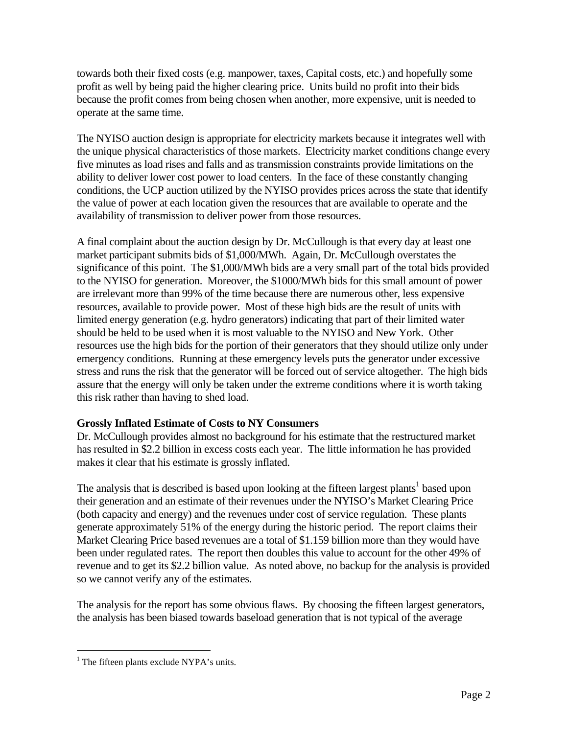towards both their fixed costs (e.g. manpower, taxes, Capital costs, etc.) and hopefully some profit as well by being paid the higher clearing price. Units build no profit into their bids because the profit comes from being chosen when another, more expensive, unit is needed to operate at the same time.

The NYISO auction design is appropriate for electricity markets because it integrates well with the unique physical characteristics of those markets. Electricity market conditions change every five minutes as load rises and falls and as transmission constraints provide limitations on the ability to deliver lower cost power to load centers. In the face of these constantly changing conditions, the UCP auction utilized by the NYISO provides prices across the state that identify the value of power at each location given the resources that are available to operate and the availability of transmission to deliver power from those resources.

A final complaint about the auction design by Dr. McCullough is that every day at least one market participant submits bids of $1,000/MWh. Again, Dr. McCullough overstates the significance of this point. The $1,000/MWh bids are a very small part of the total bids provided to the NYISO for generation. Moreover, the $1000/MWh bids for this small amount of power are irrelevant more than 99% of the time because there are numerous other, less expensive resources, available to provide power. Most of these high bids are the result of units with limited energy generation (e.g. hydro generators) indicating that part of their limited water should be held to be used when it is most valuable to the NYISO and New York. Other resources use the high bids for the portion of their generators that they should utilize only under emergency conditions. Running at these emergency levels puts the generator under excessive stress and runs the risk that the generator will be forced out of service altogether. The high bids assure that the energy will only be taken under the extreme conditions where it is worth taking this risk rather than having to shed load.

**Grossly Inflated Estimate of Costs to NY Consumers**

Dr. McCullough provides almost no background for his estimate that the restructured market has resulted in $2.2 billion in excess costs each year. The little information he has provided makes it clear that his estimate is grossly inflated.

The analysis that is described is based upon looking at the fifteen largest plants[1] based upon their generation and an estimate of their revenues under the NYISO's Market Clearing Price (both capacity and energy) and the revenues under cost of service regulation. These plants generate approximately 51% of the energy during the historic period. The report claims their Market Clearing Price based revenues are a total of $1.159 billion more than they would have been under regulated rates. The report then doubles this value to account for the other 49% of revenue and to get its $2.2 billion value. As noted above, no backup for the analysis is provided so we cannot verify any of the estimates.

The analysis for the report has some obvious flaws. By choosing the fifteen largest generators, the analysis has been biased towards baseload generation that is not typical of the average

[1] The fifteen plants exclude NYPA's units.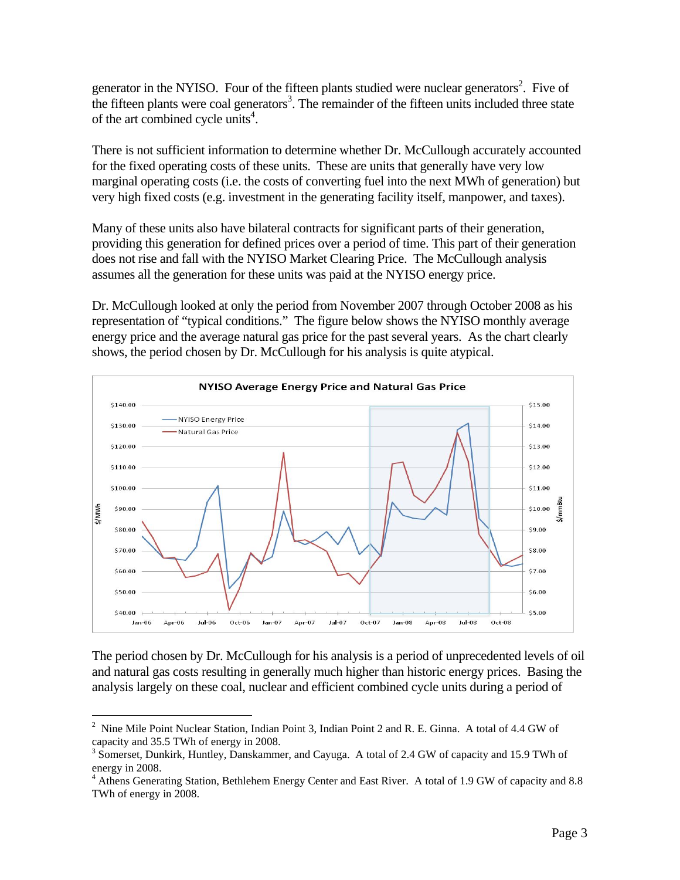generator in the NYISO. Four of the fifteen plants studied were nuclear generators[2]. Five of the fifteen plants were coal generators[3]. The remainder of the fifteen units included three state of the art combined cycle units[4].

There is not sufficient information to determine whether Dr. McCullough accurately accounted for the fixed operating costs of these units. These are units that generally have very low marginal operating costs (i.e. the costs of converting fuel into the next MWh of generation) but very high fixed costs (e.g. investment in the generating facility itself, manpower, and taxes).

Many of these units also have bilateral contracts for significant parts of their generation, providing this generation for defined prices over a period of time. This part of their generation does not rise and fall with the NYISO Market Clearing Price. The McCullough analysis assumes all the generation for these units was paid at the NYISO energy price.

Dr. McCullough looked at only the period from November 2007 through October 2008 as his representation of "typical conditions." The figure below shows the NYISO monthly average energy price and the average natural gas price for the past several years. As the chart clearly shows, the period chosen by Dr. McCullough for his analysis is quite atypical.

The period chosen by Dr. McCullough for his analysis is a period of unprecedented levels of oil and natural gas costs resulting in generally much higher than historic energy prices. Basing the analysis largely on these coal, nuclear and efficient combined cycle units during a period of

[2] Nine Mile Point Nuclear Station, Indian Point 3, Indian Point 2 and R. E. Ginna. A total of 4.4 GW of capacity and 35.5 TWh of energy in 2008.

[3] Somerset, Dunkirk, Huntley, Danskammer, and Cayuga. A total of 2.4 GW of capacity and 15.9 TWh of energy in 2008.

[4] Athens Generating Station, Bethlehem Energy Center and East River. A total of 1.9 GW of capacity and 8.8 TWh of energy in 2008.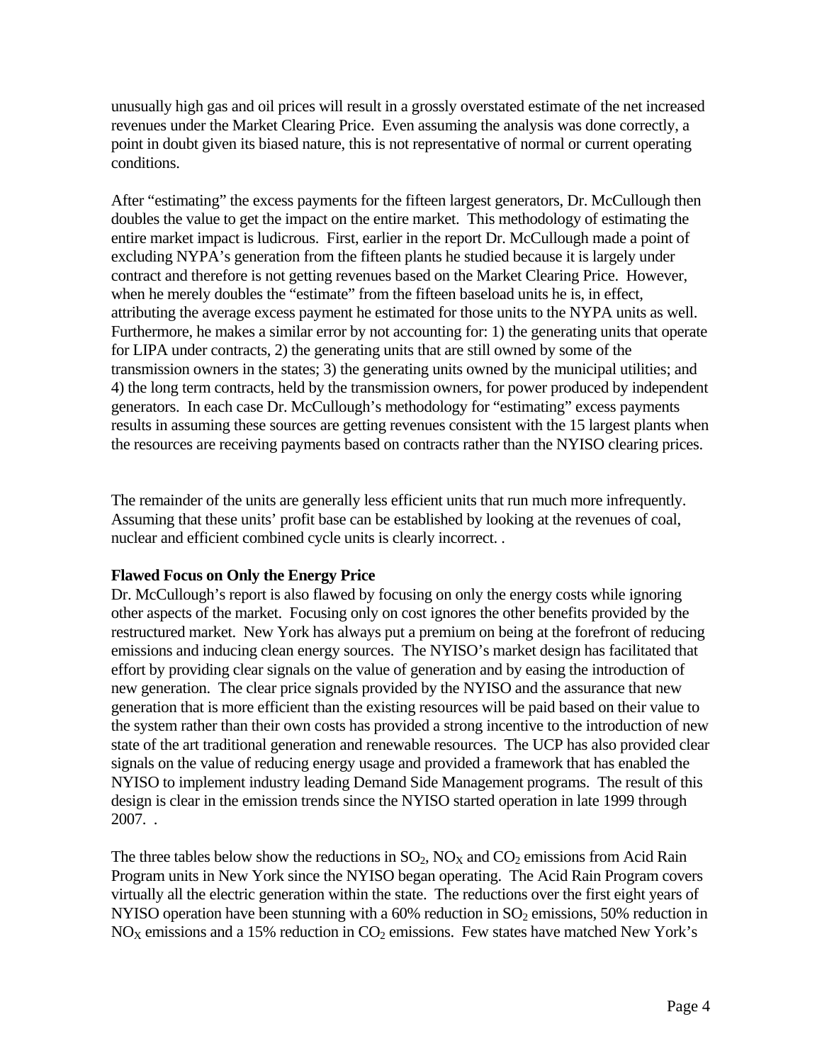unusually high gas and oil prices will result in a grossly overstated estimate of the net increased revenues under the Market Clearing Price. Even assuming the analysis was done correctly, a point in doubt given its biased nature, this is not representative of normal or current operating conditions.

After "estimating" the excess payments for the fifteen largest generators, Dr. McCullough then doubles the value to get the impact on the entire market. This methodology of estimating the entire market impact is ludicrous. First, earlier in the report Dr. McCullough made a point of excluding NYPA's generation from the fifteen plants he studied because it is largely under contract and therefore is not getting revenues based on the Market Clearing Price. However, when he merely doubles the "estimate" from the fifteen baseload units he is, in effect, attributing the average excess payment he estimated for those units to the NYPA units as well. Furthermore, he makes a similar error by not accounting for: 1) the generating units that operate for LIPA under contracts, 2) the generating units that are still owned by some of the transmission owners in the states; 3) the generating units owned by the municipal utilities; and 4) the long term contracts, held by the transmission owners, for power produced by independent generators. In each case Dr. McCullough's methodology for "estimating" excess payments results in assuming these sources are getting revenues consistent with the 15 largest plants when the resources are receiving payments based on contracts rather than the NYISO clearing prices.

The remainder of the units are generally less efficient units that run much more infrequently. Assuming that these units' profit base can be established by looking at the revenues of coal, nuclear and efficient combined cycle units is clearly incorrect. .

**Flawed Focus on Only the Energy Price**

Dr. McCullough's report is also flawed by focusing on only the energy costs while ignoring other aspects of the market. Focusing only on cost ignores the other benefits provided by the restructured market. New York has always put a premium on being at the forefront of reducing emissions and inducing clean energy sources. The NYISO's market design has facilitated that effort by providing clear signals on the value of generation and by easing the introduction of new generation. The clear price signals provided by the NYISO and the assurance that new generation that is more efficient than the existing resources will be paid based on their value to the system rather than their own costs has provided a strong incentive to the introduction of new state of the art traditional generation and renewable resources. The UCP has also provided clear signals on the value of reducing energy usage and provided a framework that has enabled the NYISO to implement industry leading Demand Side Management programs. The result of this design is clear in the emission trends since the NYISO started operation in late 1999 through 2007. .

The three tables below show the reductions in $SO_2$, $NO_X$ and $CO_2$ emissions from Acid Rain Program units in New York since the NYISO began operating. The Acid Rain Program covers virtually all the electric generation within the state. The reductions over the first eight years of NYISO operation have been stunning with a 60% reduction in $SO_2$ emissions, 50% reduction in $NO_X$ emissions and a 15% reduction in $CO_2$ emissions. Few states have matched New York's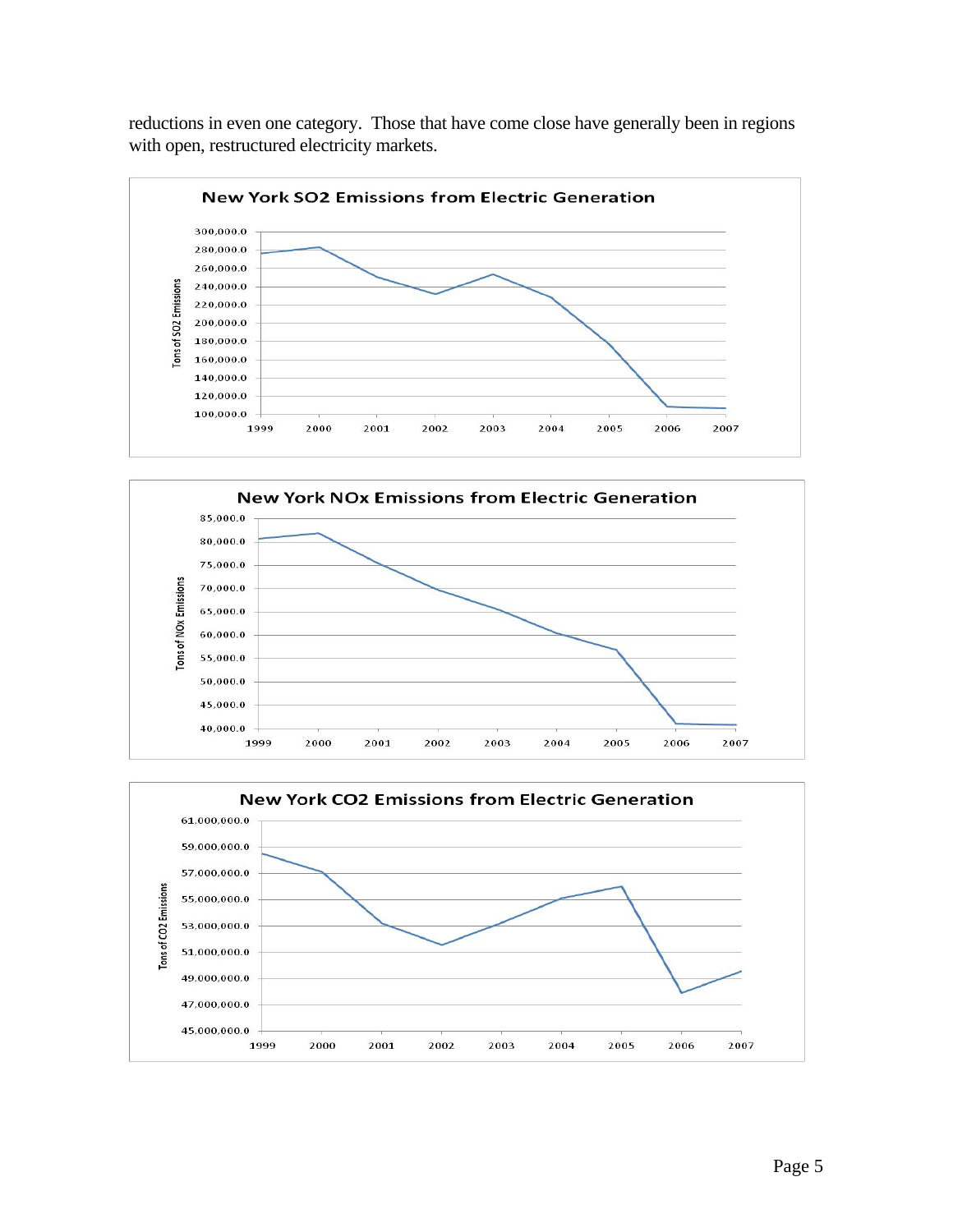reductions in even one category. Those that have come close have generally been in regions with open, restructured electricity markets.

**New York SO2 Emissions from Electric Generation**

**New York NOx Emissions from Electric Generation**

**New York CO2 Emissions from Electric Generation**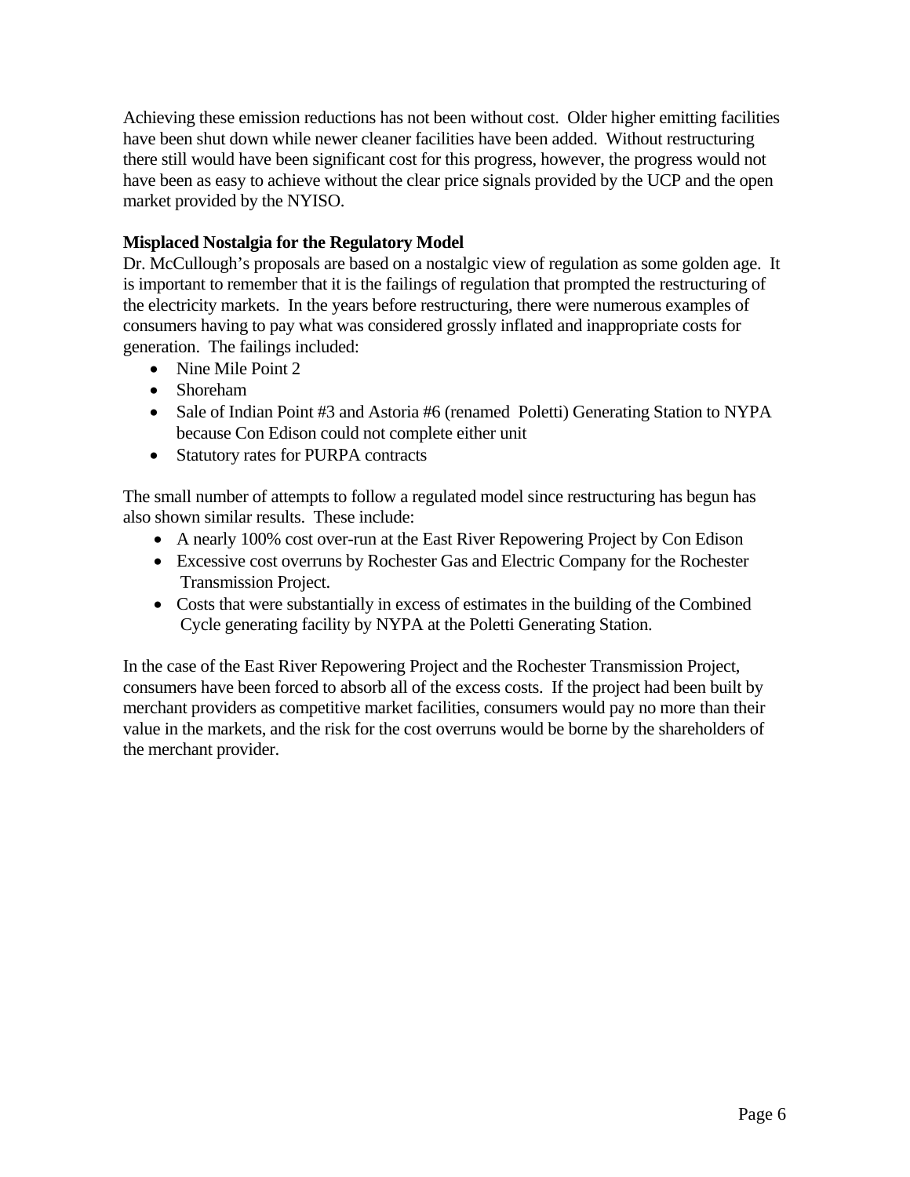Achieving these emission reductions has not been without cost. Older higher emitting facilities have been shut down while newer cleaner facilities have been added. Without restructuring there still would have been significant cost for this progress, however, the progress would not have been as easy to achieve without the clear price signals provided by the UCP and the open market provided by the NYISO.

**Misplaced Nostalgia for the Regulatory Model**

Dr. McCullough's proposals are based on a nostalgic view of regulation as some golden age. It is important to remember that it is the failings of regulation that prompted the restructuring of the electricity markets. In the years before restructuring, there were numerous examples of consumers having to pay what was considered grossly inflated and inappropriate costs for generation. The failings included:

- Nine Mile Point 2
- Shoreham
- Sale of Indian Point #3 and Astoria #6 (renamed Poletti) Generating Station to NYPA because Con Edison could not complete either unit
- Statutory rates for PURPA contracts

The small number of attempts to follow a regulated model since restructuring has begun has also shown similar results. These include:

- A nearly 100% cost over-run at the East River Repowering Project by Con Edison
- Excessive cost overruns by Rochester Gas and Electric Company for the Rochester Transmission Project.
- Costs that were substantially in excess of estimates in the building of the Combined Cycle generating facility by NYPA at the Poletti Generating Station.

In the case of the East River Repowering Project and the Rochester Transmission Project, consumers have been forced to absorb all of the excess costs. If the project had been built by merchant providers as competitive market facilities, consumers would pay no more than their value in the markets, and the risk for the cost overruns would be borne by the shareholders of the merchant provider.